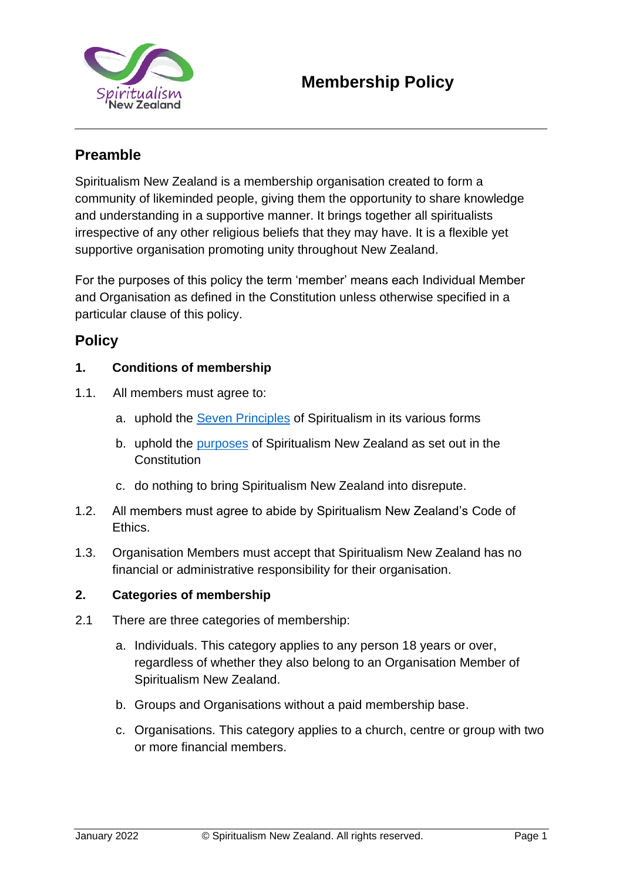# Membership Policy

## Preamble

Spiritualism New Zealand is a membership organisation created to form a community of likeminded people, giving them the opportunity to share knowledge and understanding in a supportive manner. It brings together all spiritualists irrespective of any other religious beliefs that they may have. It is a flexible yet supportive organisation promoting unity throughout New Zealand.

For the purposes of this policy the term 'member' means each Individual Member and Organisation as defined in the Constitution unless otherwise specified in a particular clause of this policy.

## Policy

### 1. Conditions of membership

1.1. All members must agree to:

a. uphold the Seven Principles of Spiritualism in its various forms

b. uphold the purposes of Spiritualism New Zealand as set out in the Constitution

c. do nothing to bring Spiritualism New Zealand into disrepute.

1.2. All members must agree to abide by Spiritualism New Zealand's Code of Ethics.

1.3. Organisation Members must accept that Spiritualism New Zealand has no financial or administrative responsibility for their organisation.

### 2. Categories of membership

2.1 There are three categories of membership:

a. Individuals. This category applies to any person 18 years or over, regardless of whether they also belong to an Organisation Member of Spiritualism New Zealand.

b. Groups and Organisations without a paid membership base.

c. Organisations. This category applies to a church, centre or group with two or more financial members.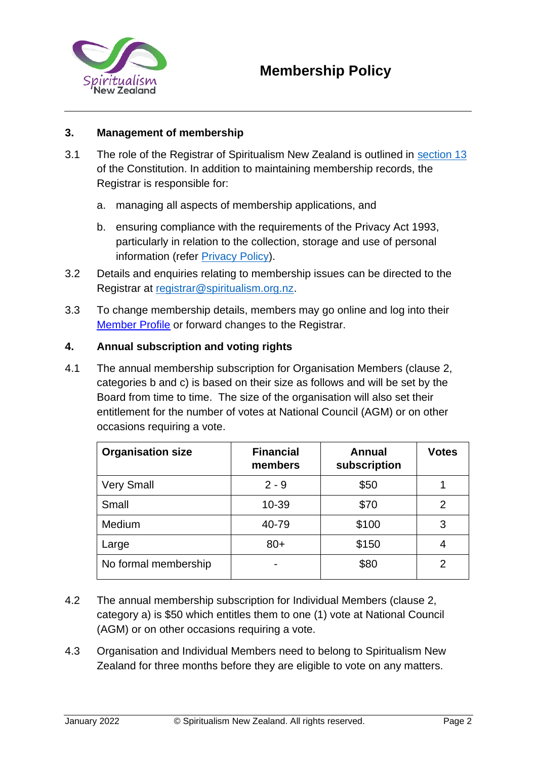### 3. Management of membership

3.1 The role of the Registrar of Spiritualism New Zealand is outlined in [section 13](#) of the Constitution. In addition to maintaining membership records, the Registrar is responsible for:

a. managing all aspects of membership applications, and

b. ensuring compliance with the requirements of the Privacy Act 1993, particularly in relation to the collection, storage and use of personal information (refer [Privacy Policy](#)).

3.2 Details and enquiries relating to membership issues can be directed to the Registrar at registrar@spiritualism.org.nz.

3.3 To change membership details, members may go online and log into their [Member Profile](#) or forward changes to the Registrar.

### 4. Annual subscription and voting rights

4.1 The annual membership subscription for Organisation Members (clause 2, categories b and c) is based on their size as follows and will be set by the Board from time to time. The size of the organisation will also set their entitlement for the number of votes at National Council (AGM) or on other occasions requiring a vote.

| Organisation size | Financial members | Annual subscription | Votes |
|---|---|---|---|
| Very Small | 2 - 9 | $50 | 1 |
| Small | 10-39 | $70 | 2 |
| Medium | 40-79 | $100 | 3 |
| Large | 80+ | $150 | 4 |
| No formal membership | - | $80 | 2 |

4.2 The annual membership subscription for Individual Members (clause 2, category a) is $50 which entitles them to one (1) vote at National Council (AGM) or on other occasions requiring a vote.

4.3 Organisation and Individual Members need to belong to Spiritualism New Zealand for three months before they are eligible to vote on any matters.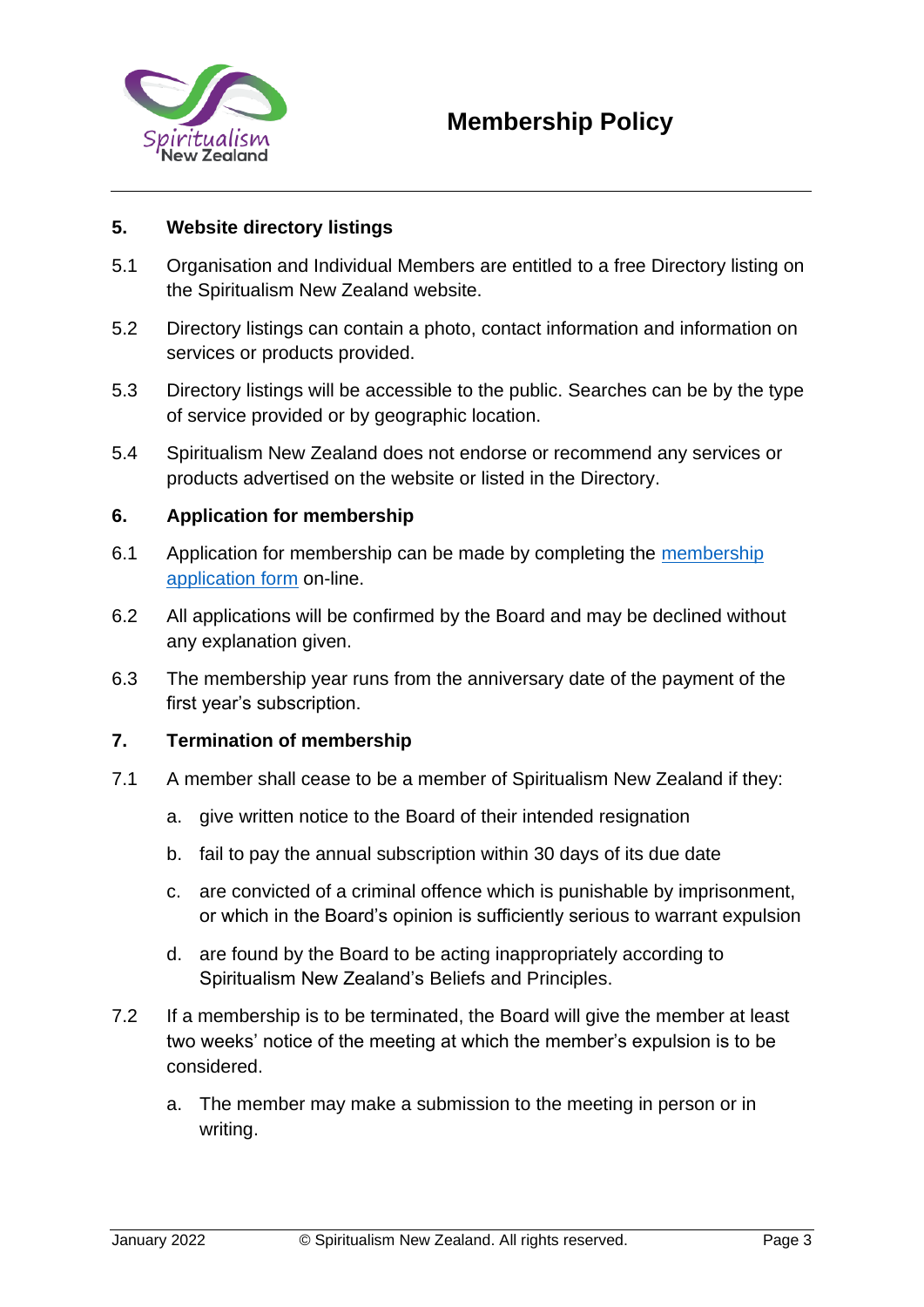## 5. Website directory listings

5.1 Organisation and Individual Members are entitled to a free Directory listing on the Spiritualism New Zealand website.

5.2 Directory listings can contain a photo, contact information and information on services or products provided.

5.3 Directory listings will be accessible to the public. Searches can be by the type of service provided or by geographic location.

5.4 Spiritualism New Zealand does not endorse or recommend any services or products advertised on the website or listed in the Directory.

## 6. Application for membership

6.1 Application for membership can be made by completing the membership application form on-line.

6.2 All applications will be confirmed by the Board and may be declined without any explanation given.

6.3 The membership year runs from the anniversary date of the payment of the first year's subscription.

## 7. Termination of membership

7.1 A member shall cease to be a member of Spiritualism New Zealand if they:

a. give written notice to the Board of their intended resignation

b. fail to pay the annual subscription within 30 days of its due date

c. are convicted of a criminal offence which is punishable by imprisonment, or which in the Board's opinion is sufficiently serious to warrant expulsion

d. are found by the Board to be acting inappropriately according to Spiritualism New Zealand's Beliefs and Principles.

7.2 If a membership is to be terminated, the Board will give the member at least two weeks' notice of the meeting at which the member's expulsion is to be considered.

a. The member may make a submission to the meeting in person or in writing.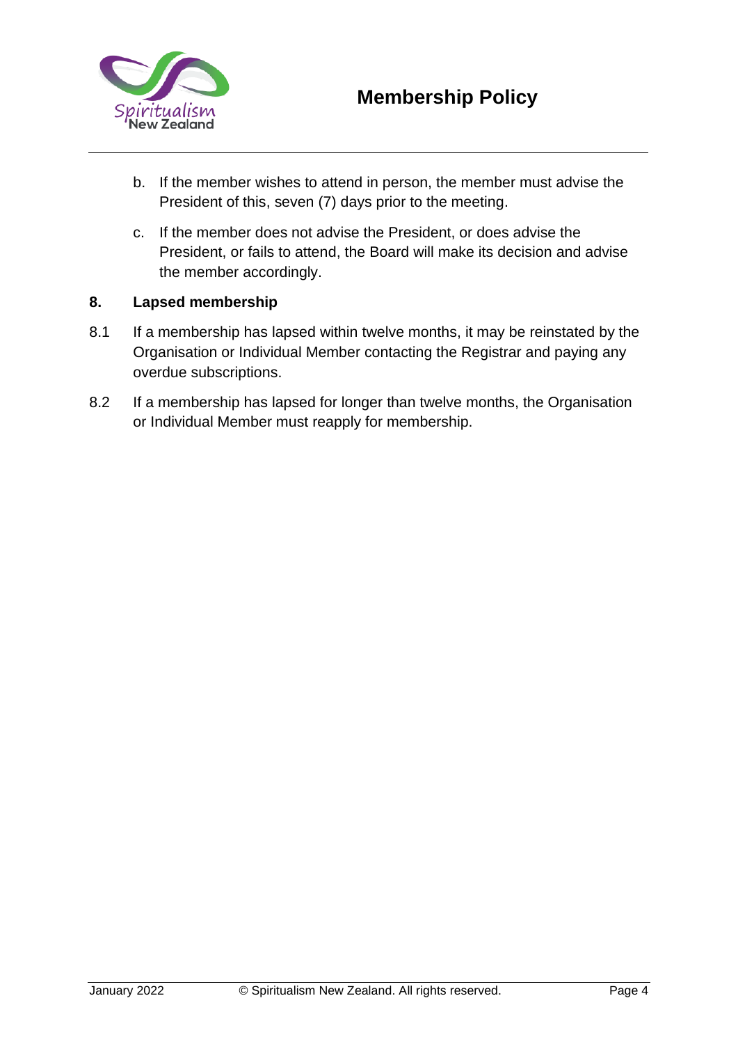b. If the member wishes to attend in person, the member must advise the President of this, seven (7) days prior to the meeting.

c. If the member does not advise the President, or does advise the President, or fails to attend, the Board will make its decision and advise the member accordingly.

## 8. Lapsed membership

8.1 If a membership has lapsed within twelve months, it may be reinstated by the Organisation or Individual Member contacting the Registrar and paying any overdue subscriptions.

8.2 If a membership has lapsed for longer than twelve months, the Organisation or Individual Member must reapply for membership.